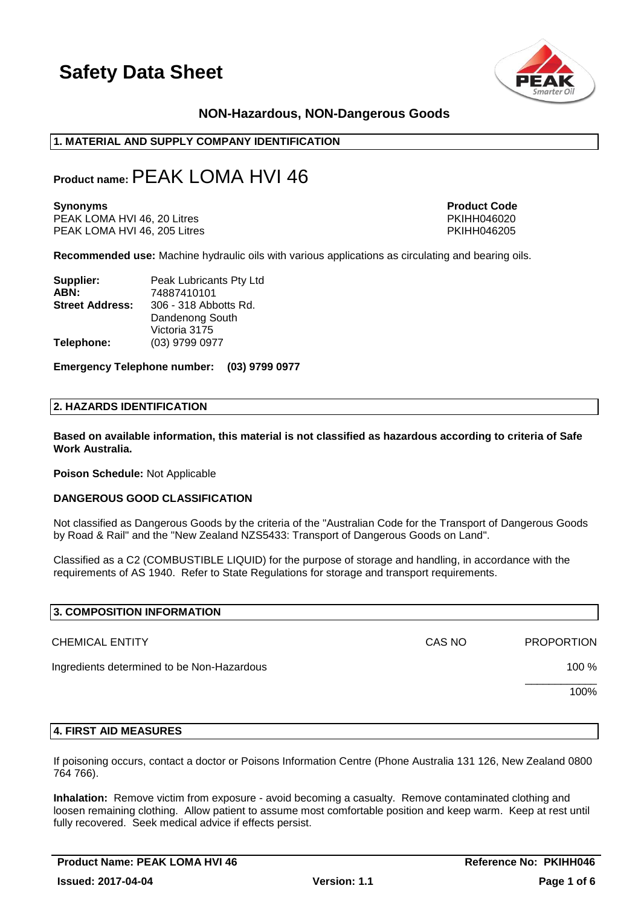# Safety Data Sheet

**NON-Hazardous, NON-Dangerous Goods**

## 1. MATERIAL AND SUPPLY COMPANY IDENTIFICATION

**Product name:** PEAK LOMA HVI 46

| **Synonyms** | **Product Code** |
|---|---|
| PEAK LOMA HVI 46, 20 Litres | PKIHH046020 |
| PEAK LOMA HVI 46, 205 Litres | PKIHH046205 |

**Recommended use:** Machine hydraulic oils with various applications as circulating and bearing oils.

**Supplier:** Peak Lubricants Pty Ltd
**ABN:** 74887410101
**Street Address:** 306 - 318 Abbotts Rd.
Dandenong South
Victoria 3175
**Telephone:** (03) 9799 0977

**Emergency Telephone number: (03) 9799 0977**

## 2. HAZARDS IDENTIFICATION

**Based on available information, this material is not classified as hazardous according to criteria of Safe Work Australia.**

**Poison Schedule:** Not Applicable

**DANGEROUS GOOD CLASSIFICATION**

Not classified as Dangerous Goods by the criteria of the "Australian Code for the Transport of Dangerous Goods by Road & Rail" and the "New Zealand NZS5433: Transport of Dangerous Goods on Land".

Classified as a C2 (COMBUSTIBLE LIQUID) for the purpose of storage and handling, in accordance with the requirements of AS 1940. Refer to State Regulations for storage and transport requirements.

## 3. COMPOSITION INFORMATION

| CHEMICAL ENTITY | CAS NO | PROPORTION |
|---|---|---|
| Ingredients determined to be Non-Hazardous | | 100 % |
| | | 100% |

## 4. FIRST AID MEASURES

If poisoning occurs, contact a doctor or Poisons Information Centre (Phone Australia 131 126, New Zealand 0800 764 766).

**Inhalation:** Remove victim from exposure - avoid becoming a casualty. Remove contaminated clothing and loosen remaining clothing. Allow patient to assume most comfortable position and keep warm. Keep at rest until fully recovered. Seek medical advice if effects persist.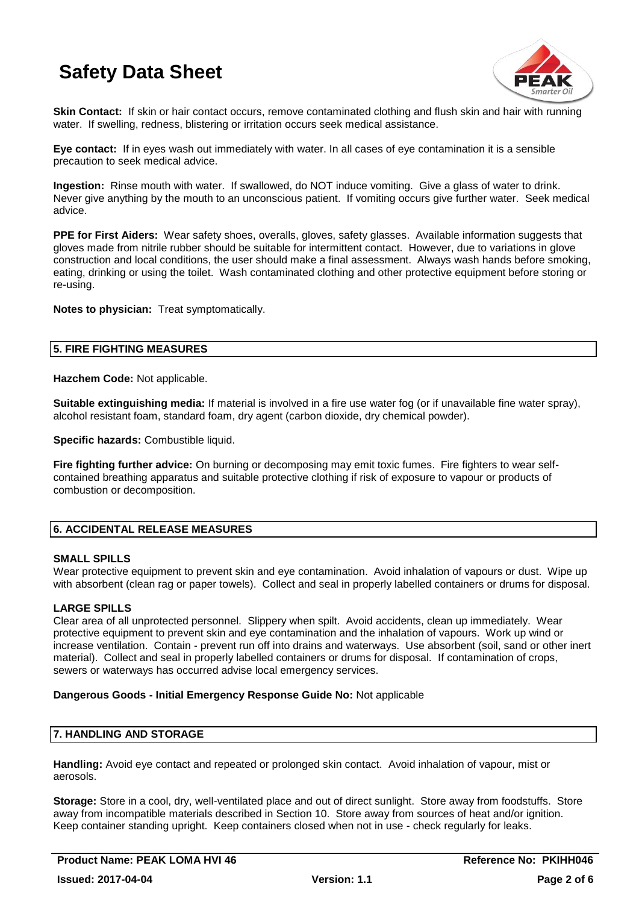**Skin Contact:** If skin or hair contact occurs, remove contaminated clothing and flush skin and hair with running water. If swelling, redness, blistering or irritation occurs seek medical assistance.

**Eye contact:** If in eyes wash out immediately with water. In all cases of eye contamination it is a sensible precaution to seek medical advice.

**Ingestion:** Rinse mouth with water. If swallowed, do NOT induce vomiting. Give a glass of water to drink. Never give anything by the mouth to an unconscious patient. If vomiting occurs give further water. Seek medical advice.

**PPE for First Aiders:** Wear safety shoes, overalls, gloves, safety glasses. Available information suggests that gloves made from nitrile rubber should be suitable for intermittent contact. However, due to variations in glove construction and local conditions, the user should make a final assessment. Always wash hands before smoking, eating, drinking or using the toilet. Wash contaminated clothing and other protective equipment before storing or re-using.

**Notes to physician:** Treat symptomatically.

## 5. FIRE FIGHTING MEASURES

**Hazchem Code:** Not applicable.

**Suitable extinguishing media:** If material is involved in a fire use water fog (or if unavailable fine water spray), alcohol resistant foam, standard foam, dry agent (carbon dioxide, dry chemical powder).

**Specific hazards:** Combustible liquid.

**Fire fighting further advice:** On burning or decomposing may emit toxic fumes. Fire fighters to wear self-contained breathing apparatus and suitable protective clothing if risk of exposure to vapour or products of combustion or decomposition.

## 6. ACCIDENTAL RELEASE MEASURES

**SMALL SPILLS**

Wear protective equipment to prevent skin and eye contamination. Avoid inhalation of vapours or dust. Wipe up with absorbent (clean rag or paper towels). Collect and seal in properly labelled containers or drums for disposal.

**LARGE SPILLS**

Clear area of all unprotected personnel. Slippery when spilt. Avoid accidents, clean up immediately. Wear protective equipment to prevent skin and eye contamination and the inhalation of vapours. Work up wind or increase ventilation. Contain - prevent run off into drains and waterways. Use absorbent (soil, sand or other inert material). Collect and seal in properly labelled containers or drums for disposal. If contamination of crops, sewers or waterways has occurred advise local emergency services.

**Dangerous Goods - Initial Emergency Response Guide No:** Not applicable

## 7. HANDLING AND STORAGE

**Handling:** Avoid eye contact and repeated or prolonged skin contact. Avoid inhalation of vapour, mist or aerosols.

**Storage:** Store in a cool, dry, well-ventilated place and out of direct sunlight. Store away from foodstuffs. Store away from incompatible materials described in Section 10. Store away from sources of heat and/or ignition. Keep container standing upright. Keep containers closed when not in use - check regularly for leaks.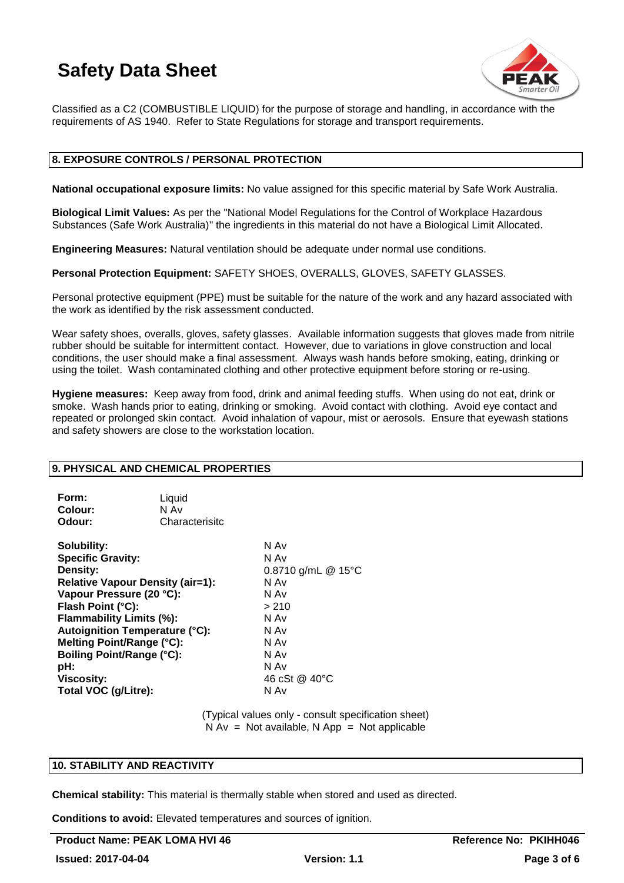Classified as a C2 (COMBUSTIBLE LIQUID) for the purpose of storage and handling, in accordance with the requirements of AS 1940. Refer to State Regulations for storage and transport requirements.

## 8. EXPOSURE CONTROLS / PERSONAL PROTECTION

**National occupational exposure limits:** No value assigned for this specific material by Safe Work Australia.

**Biological Limit Values:** As per the "National Model Regulations for the Control of Workplace Hazardous Substances (Safe Work Australia)" the ingredients in this material do not have a Biological Limit Allocated.

**Engineering Measures:** Natural ventilation should be adequate under normal use conditions.

**Personal Protection Equipment:** SAFETY SHOES, OVERALLS, GLOVES, SAFETY GLASSES.

Personal protective equipment (PPE) must be suitable for the nature of the work and any hazard associated with the work as identified by the risk assessment conducted.

Wear safety shoes, overalls, gloves, safety glasses. Available information suggests that gloves made from nitrile rubber should be suitable for intermittent contact. However, due to variations in glove construction and local conditions, the user should make a final assessment. Always wash hands before smoking, eating, drinking or using the toilet. Wash contaminated clothing and other protective equipment before storing or re-using.

**Hygiene measures:** Keep away from food, drink and animal feeding stuffs. When using do not eat, drink or smoke. Wash hands prior to eating, drinking or smoking. Avoid contact with clothing. Avoid eye contact and repeated or prolonged skin contact. Avoid inhalation of vapour, mist or aerosols. Ensure that eyewash stations and safety showers are close to the workstation location.

## 9. PHYSICAL AND CHEMICAL PROPERTIES

| | |
|---|---|
| **Form:** | Liquid |
| **Colour:** | N Av |
| **Odour:** | Characterisitc |

| | |
|---|---|
| **Solubility:** | N Av |
| **Specific Gravity:** | N Av |
| **Density:** | 0.8710 g/mL @ 15°C |
| **Relative Vapour Density (air=1):** | N Av |
| **Vapour Pressure (20 °C):** | N Av |
| **Flash Point (°C):** | > 210 |
| **Flammability Limits (%):** | N Av |
| **Autoignition Temperature (°C):** | N Av |
| **Melting Point/Range (°C):** | N Av |
| **Boiling Point/Range (°C):** | N Av |
| **pH:** | N Av |
| **Viscosity:** | 46 cSt @ 40°C |
| **Total VOC (g/Litre):** | N Av |

(Typical values only - consult specification sheet)
N Av = Not available, N App = Not applicable

## 10. STABILITY AND REACTIVITY

**Chemical stability:** This material is thermally stable when stored and used as directed.

**Conditions to avoid:** Elevated temperatures and sources of ignition.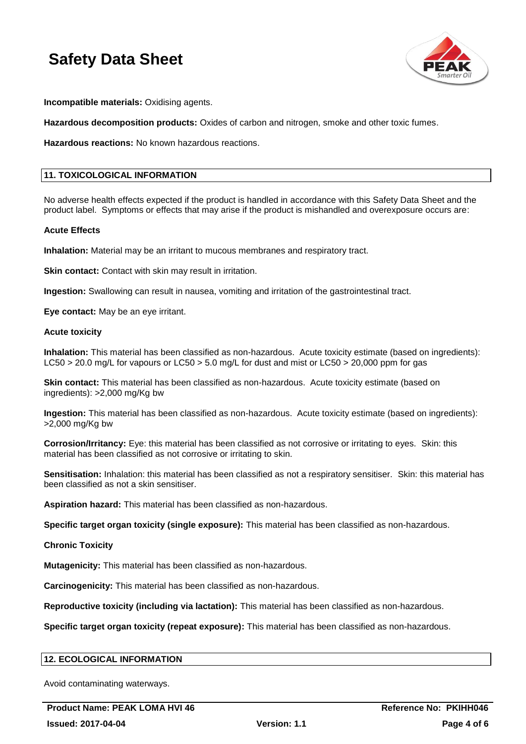**Incompatible materials:** Oxidising agents.

**Hazardous decomposition products:** Oxides of carbon and nitrogen, smoke and other toxic fumes.

**Hazardous reactions:** No known hazardous reactions.

## 11. TOXICOLOGICAL INFORMATION

No adverse health effects expected if the product is handled in accordance with this Safety Data Sheet and the product label. Symptoms or effects that may arise if the product is mishandled and overexposure occurs are:

### Acute Effects

**Inhalation:** Material may be an irritant to mucous membranes and respiratory tract.

**Skin contact:** Contact with skin may result in irritation.

**Ingestion:** Swallowing can result in nausea, vomiting and irritation of the gastrointestinal tract.

**Eye contact:** May be an eye irritant.

### Acute toxicity

**Inhalation:** This material has been classified as non-hazardous. Acute toxicity estimate (based on ingredients): LC50 > 20.0 mg/L for vapours or LC50 > 5.0 mg/L for dust and mist or LC50 > 20,000 ppm for gas

**Skin contact:** This material has been classified as non-hazardous. Acute toxicity estimate (based on ingredients): >2,000 mg/Kg bw

**Ingestion:** This material has been classified as non-hazardous. Acute toxicity estimate (based on ingredients): >2,000 mg/Kg bw

**Corrosion/Irritancy:** Eye: this material has been classified as not corrosive or irritating to eyes. Skin: this material has been classified as not corrosive or irritating to skin.

**Sensitisation:** Inhalation: this material has been classified as not a respiratory sensitiser. Skin: this material has been classified as not a skin sensitiser.

**Aspiration hazard:** This material has been classified as non-hazardous.

**Specific target organ toxicity (single exposure):** This material has been classified as non-hazardous.

### Chronic Toxicity

**Mutagenicity:** This material has been classified as non-hazardous.

**Carcinogenicity:** This material has been classified as non-hazardous.

**Reproductive toxicity (including via lactation):** This material has been classified as non-hazardous.

**Specific target organ toxicity (repeat exposure):** This material has been classified as non-hazardous.

## 12. ECOLOGICAL INFORMATION

Avoid contaminating waterways.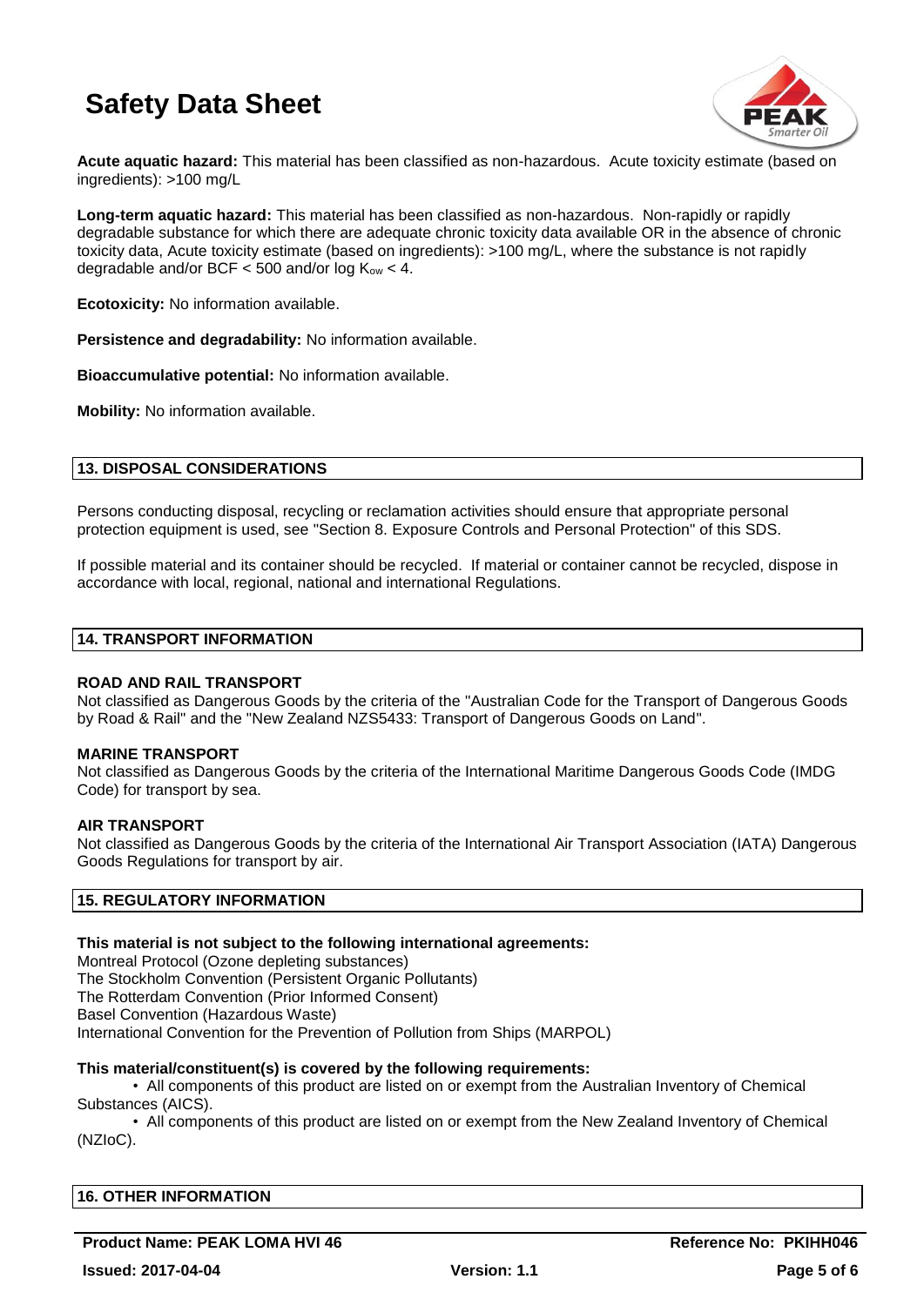**Acute aquatic hazard:** This material has been classified as non-hazardous. Acute toxicity estimate (based on ingredients): >100 mg/L

**Long-term aquatic hazard:** This material has been classified as non-hazardous. Non-rapidly or rapidly degradable substance for which there are adequate chronic toxicity data available OR in the absence of chronic toxicity data, Acute toxicity estimate (based on ingredients): >100 mg/L, where the substance is not rapidly degradable and/or BCF < 500 and/or log $K_{ow}$ < 4.

**Ecotoxicity:** No information available.

**Persistence and degradability:** No information available.

**Bioaccumulative potential:** No information available.

**Mobility:** No information available.

## 13. DISPOSAL CONSIDERATIONS

Persons conducting disposal, recycling or reclamation activities should ensure that appropriate personal protection equipment is used, see "Section 8. Exposure Controls and Personal Protection" of this SDS.

If possible material and its container should be recycled. If material or container cannot be recycled, dispose in accordance with local, regional, national and international Regulations.

## 14. TRANSPORT INFORMATION

**ROAD AND RAIL TRANSPORT**
Not classified as Dangerous Goods by the criteria of the "Australian Code for the Transport of Dangerous Goods by Road & Rail" and the "New Zealand NZS5433: Transport of Dangerous Goods on Land".

**MARINE TRANSPORT**
Not classified as Dangerous Goods by the criteria of the International Maritime Dangerous Goods Code (IMDG Code) for transport by sea.

**AIR TRANSPORT**
Not classified as Dangerous Goods by the criteria of the International Air Transport Association (IATA) Dangerous Goods Regulations for transport by air.

## 15. REGULATORY INFORMATION

**This material is not subject to the following international agreements:**
Montreal Protocol (Ozone depleting substances)
The Stockholm Convention (Persistent Organic Pollutants)
The Rotterdam Convention (Prior Informed Consent)
Basel Convention (Hazardous Waste)
International Convention for the Prevention of Pollution from Ships (MARPOL)

**This material/constituent(s) is covered by the following requirements:**

- All components of this product are listed on or exempt from the Australian Inventory of Chemical Substances (AICS).
- All components of this product are listed on or exempt from the New Zealand Inventory of Chemical (NZIoC).

## 16. OTHER INFORMATION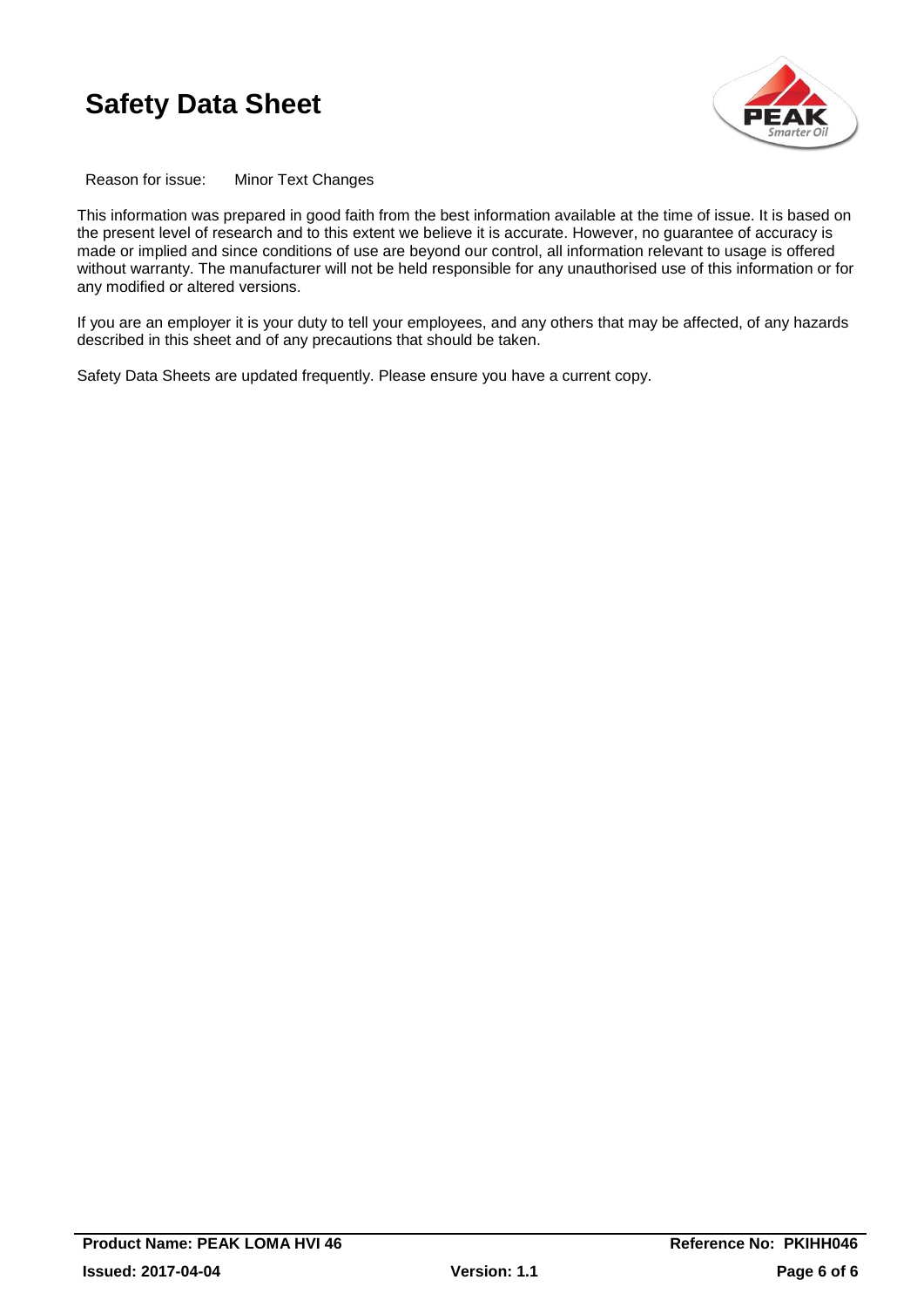Reason for issue: Minor Text Changes

This information was prepared in good faith from the best information available at the time of issue. It is based on the present level of research and to this extent we believe it is accurate. However, no guarantee of accuracy is made or implied and since conditions of use are beyond our control, all information relevant to usage is offered without warranty. The manufacturer will not be held responsible for any unauthorised use of this information or for any modified or altered versions.

If you are an employer it is your duty to tell your employees, and any others that may be affected, of any hazards described in this sheet and of any precautions that should be taken.

Safety Data Sheets are updated frequently. Please ensure you have a current copy.